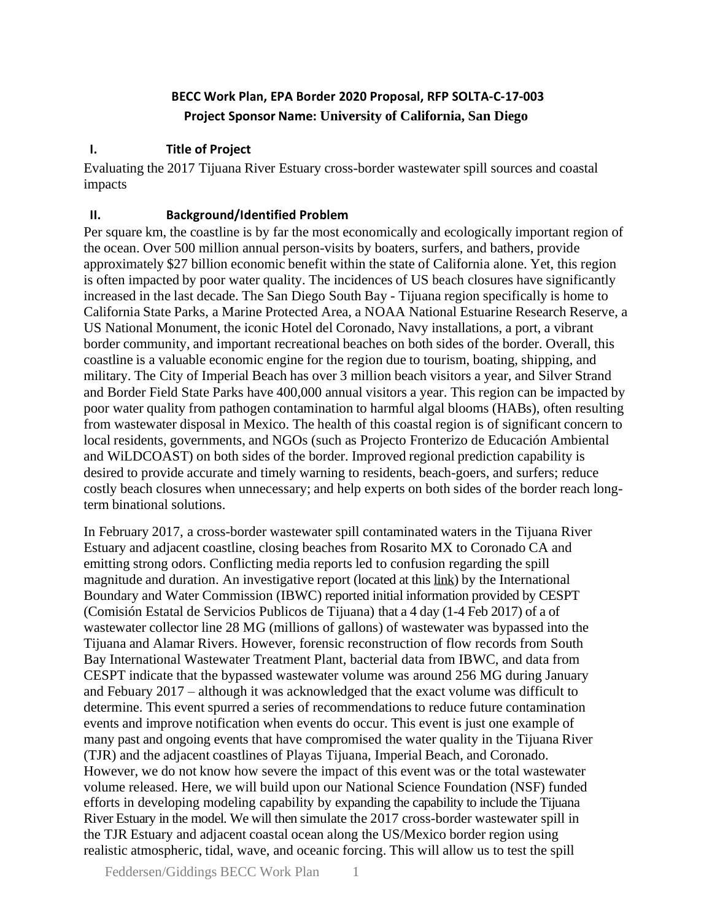**BECC Work Plan, EPA Border 2020 Proposal, RFP SOLTA-C-17-003**
**Project Sponsor Name: University of California, San Diego**

## I. Title of Project

Evaluating the 2017 Tijuana River Estuary cross-border wastewater spill sources and coastal impacts

## II. Background/Identified Problem

Per square km, the coastline is by far the most economically and ecologically important region of the ocean. Over 500 million annual person-visits by boaters, surfers, and bathers, provide approximately $27 billion economic benefit within the state of California alone. Yet, this region is often impacted by poor water quality. The incidences of US beach closures have significantly increased in the last decade. The San Diego South Bay - Tijuana region specifically is home to California State Parks, a Marine Protected Area, a NOAA National Estuarine Research Reserve, a US National Monument, the iconic Hotel del Coronado, Navy installations, a port, a vibrant border community, and important recreational beaches on both sides of the border. Overall, this coastline is a valuable economic engine for the region due to tourism, boating, shipping, and military. The City of Imperial Beach has over 3 million beach visitors a year, and Silver Strand and Border Field State Parks have 400,000 annual visitors a year. This region can be impacted by poor water quality from pathogen contamination to harmful algal blooms (HABs), often resulting from wastewater disposal in Mexico. The health of this coastal region is of significant concern to local residents, governments, and NGOs (such as Projecto Fronterizo de Educación Ambiental and WiLDCOAST) on both sides of the border. Improved regional prediction capability is desired to provide accurate and timely warning to residents, beach-goers, and surfers; reduce costly beach closures when unnecessary; and help experts on both sides of the border reach long-term binational solutions.

In February 2017, a cross-border wastewater spill contaminated waters in the Tijuana River Estuary and adjacent coastline, closing beaches from Rosarito MX to Coronado CA and emitting strong odors. Conflicting media reports led to confusion regarding the spill magnitude and duration. An investigative report (located at this link) by the International Boundary and Water Commission (IBWC) reported initial information provided by CESPT (Comisión Estatal de Servicios Publicos de Tijuana) that a 4 day (1-4 Feb 2017) of a of wastewater collector line 28 MG (millions of gallons) of wastewater was bypassed into the Tijuana and Alamar Rivers. However, forensic reconstruction of flow records from South Bay International Wastewater Treatment Plant, bacterial data from IBWC, and data from CESPT indicate that the bypassed wastewater volume was around 256 MG during January and Febuary 2017 – although it was acknowledged that the exact volume was difficult to determine. This event spurred a series of recommendations to reduce future contamination events and improve notification when events do occur. This event is just one example of many past and ongoing events that have compromised the water quality in the Tijuana River (TJR) and the adjacent coastlines of Playas Tijuana, Imperial Beach, and Coronado. However, we do not know how severe the impact of this event was or the total wastewater volume released. Here, we will build upon our National Science Foundation (NSF) funded efforts in developing modeling capability by expanding the capability to include the Tijuana River Estuary in the model. We will then simulate the 2017 cross-border wastewater spill in the TJR Estuary and adjacent coastal ocean along the US/Mexico border region using realistic atmospheric, tidal, wave, and oceanic forcing. This will allow us to test the spill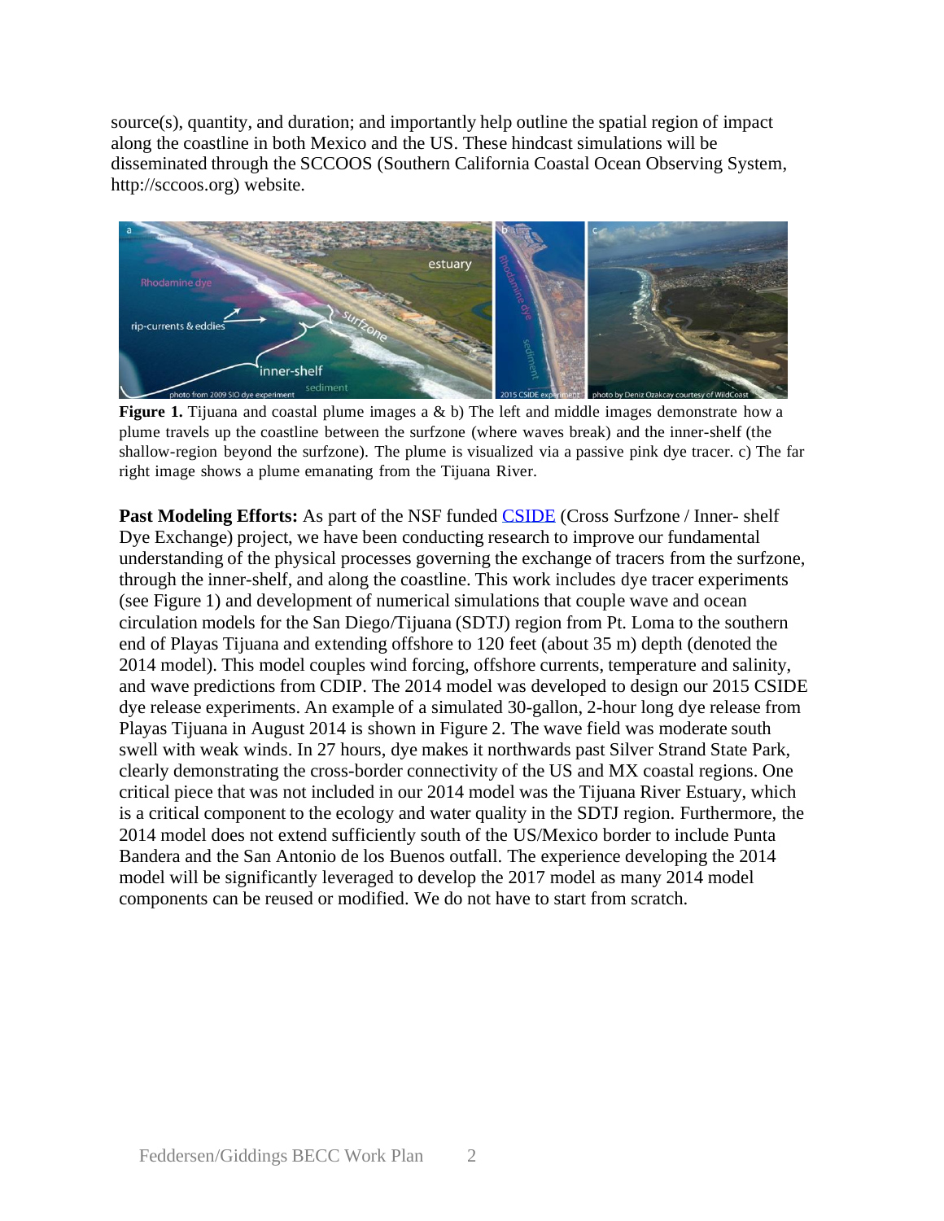source(s), quantity, and duration; and importantly help outline the spatial region of impact along the coastline in both Mexico and the US. These hindcast simulations will be disseminated through the SCCOOS (Southern California Coastal Ocean Observing System, http://sccoos.org) website.

**Figure 1.** Tijuana and coastal plume images a & b) The left and middle images demonstrate how a plume travels up the coastline between the surfzone (where waves break) and the inner-shelf (the shallow-region beyond the surfzone). The plume is visualized via a passive pink dye tracer. c) The far right image shows a plume emanating from the Tijuana River.

**Past Modeling Efforts:** As part of the NSF funded CSIDE (Cross Surfzone / Inner- shelf Dye Exchange) project, we have been conducting research to improve our fundamental understanding of the physical processes governing the exchange of tracers from the surfzone, through the inner-shelf, and along the coastline. This work includes dye tracer experiments (see Figure 1) and development of numerical simulations that couple wave and ocean circulation models for the San Diego/Tijuana (SDTJ) region from Pt. Loma to the southern end of Playas Tijuana and extending offshore to 120 feet (about 35 m) depth (denoted the 2014 model). This model couples wind forcing, offshore currents, temperature and salinity, and wave predictions from CDIP. The 2014 model was developed to design our 2015 CSIDE dye release experiments. An example of a simulated 30-gallon, 2-hour long dye release from Playas Tijuana in August 2014 is shown in Figure 2. The wave field was moderate south swell with weak winds. In 27 hours, dye makes it northwards past Silver Strand State Park, clearly demonstrating the cross-border connectivity of the US and MX coastal regions. One critical piece that was not included in our 2014 model was the Tijuana River Estuary, which is a critical component to the ecology and water quality in the SDTJ region. Furthermore, the 2014 model does not extend sufficiently south of the US/Mexico border to include Punta Bandera and the San Antonio de los Buenos outfall. The experience developing the 2014 model will be significantly leveraged to develop the 2017 model as many 2014 model components can be reused or modified. We do not have to start from scratch.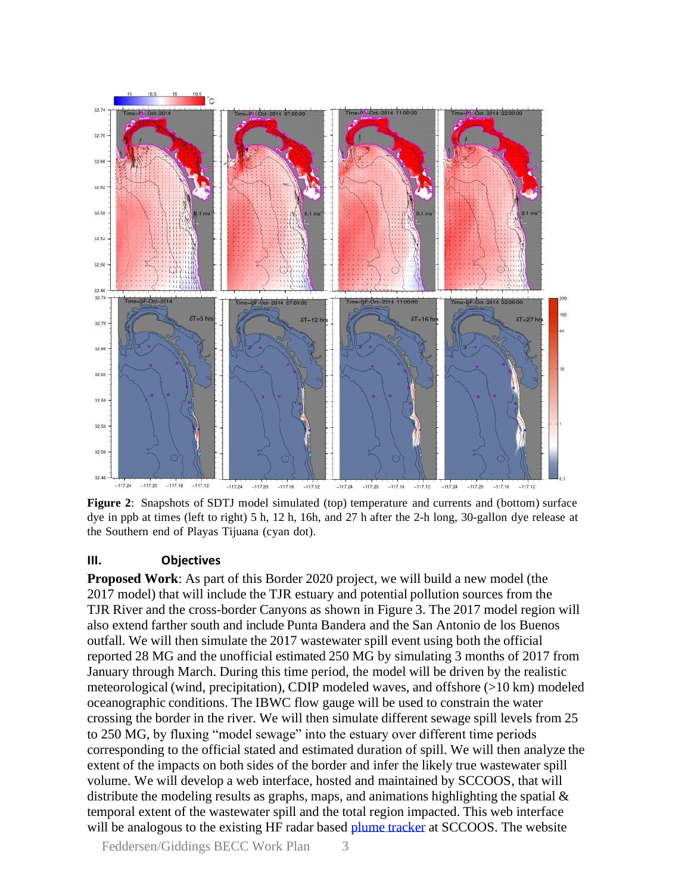**Figure 2**: Snapshots of SDTJ model simulated (top) temperature and currents and (bottom) surface dye in ppb at times (left to right) 5 h, 12 h, 16h, and 27 h after the 2-h long, 30-gallon dye release at the Southern end of Playas Tijuana (cyan dot).

## III. Objectives

**Proposed Work**: As part of this Border 2020 project, we will build a new model (the 2017 model) that will include the TJR estuary and potential pollution sources from the TJR River and the cross-border Canyons as shown in Figure 3. The 2017 model region will also extend farther south and include Punta Bandera and the San Antonio de los Buenos outfall. We will then simulate the 2017 wastewater spill event using both the official reported 28 MG and the unofficial estimated 250 MG by simulating 3 months of 2017 from January through March. During this time period, the model will be driven by the realistic meteorological (wind, precipitation), CDIP modeled waves, and offshore (>10 km) modeled oceanographic conditions. The IBWC flow gauge will be used to constrain the water crossing the border in the river. We will then simulate different sewage spill levels from 25 to 250 MG, by fluxing "model sewage" into the estuary over different time periods corresponding to the official stated and estimated duration of spill. We will then analyze the extent of the impacts on both sides of the border and infer the likely true wastewater spill volume. We will develop a web interface, hosted and maintained by SCCOOS, that will distribute the modeling results as graphs, maps, and animations highlighting the spatial & temporal extent of the wastewater spill and the total region impacted. This web interface will be analogous to the existing HF radar based plume tracker at SCCOOS. The website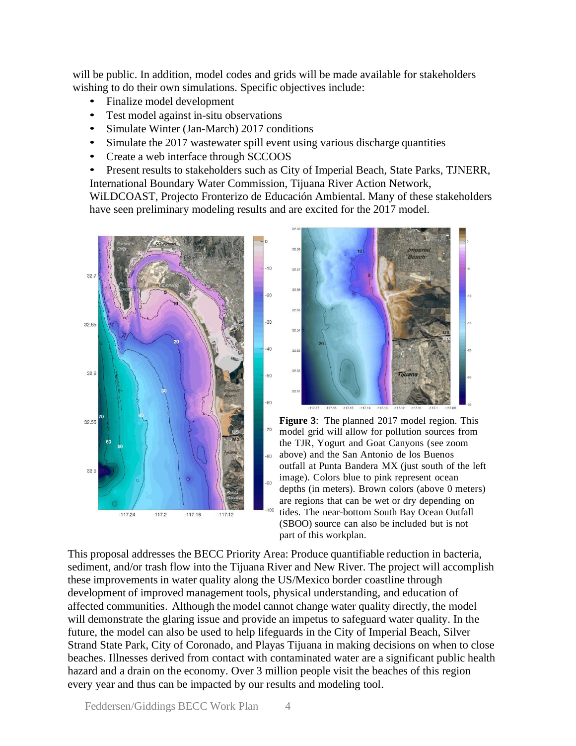will be public. In addition, model codes and grids will be made available for stakeholders wishing to do their own simulations. Specific objectives include:

- Finalize model development
- Test model against in-situ observations
- Simulate Winter (Jan-March) 2017 conditions
- Simulate the 2017 wastewater spill event using various discharge quantities
- Create a web interface through SCCOOS
- Present results to stakeholders such as City of Imperial Beach, State Parks, TJNERR, International Boundary Water Commission, Tijuana River Action Network, WiLDCOAST, Projecto Fronterizo de Educación Ambiental. Many of these stakeholders have seen preliminary modeling results and are excited for the 2017 model.

**Figure 3**: The planned 2017 model region. This model grid will allow for pollution sources from the TJR, Yogurt and Goat Canyons (see zoom above) and the San Antonio de los Buenos outfall at Punta Bandera MX (just south of the left image). Colors blue to pink represent ocean depths (in meters). Brown colors (above 0 meters) are regions that can be wet or dry depending on tides. The near-bottom South Bay Ocean Outfall (SBOO) source can also be included but is not part of this workplan.

This proposal addresses the BECC Priority Area: Produce quantifiable reduction in bacteria, sediment, and/or trash flow into the Tijuana River and New River. The project will accomplish these improvements in water quality along the US/Mexico border coastline through development of improved management tools, physical understanding, and education of affected communities. Although the model cannot change water quality directly, the model will demonstrate the glaring issue and provide an impetus to safeguard water quality. In the future, the model can also be used to help lifeguards in the City of Imperial Beach, Silver Strand State Park, City of Coronado, and Playas Tijuana in making decisions on when to close beaches. Illnesses derived from contact with contaminated water are a significant public health hazard and a drain on the economy. Over 3 million people visit the beaches of this region every year and thus can be impacted by our results and modeling tool.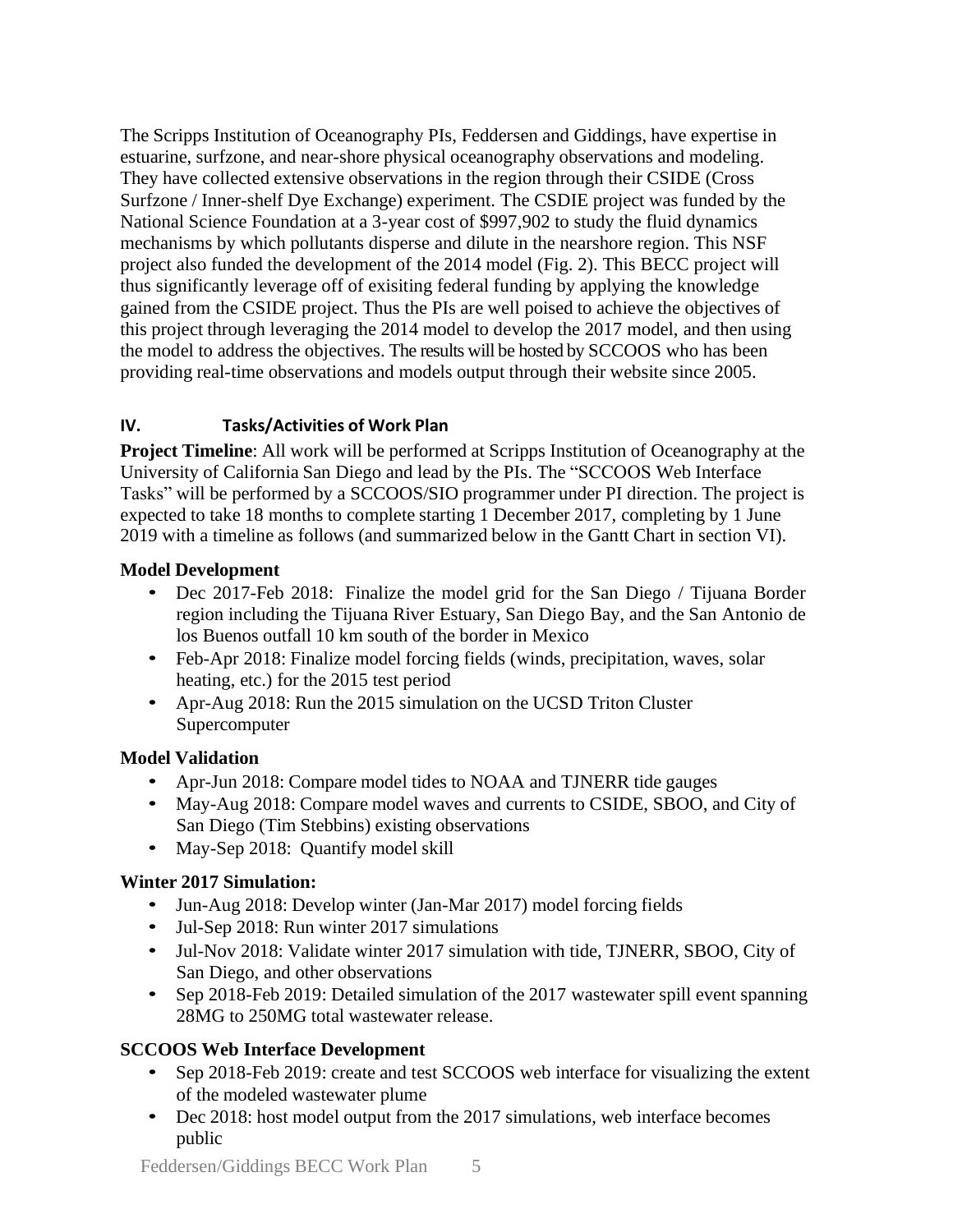The Scripps Institution of Oceanography PIs, Feddersen and Giddings, have expertise in estuarine, surfzone, and near-shore physical oceanography observations and modeling. They have collected extensive observations in the region through their CSIDE (Cross Surfzone / Inner-shelf Dye Exchange) experiment. The CSDIE project was funded by the National Science Foundation at a 3-year cost of $997,902 to study the fluid dynamics mechanisms by which pollutants disperse and dilute in the nearshore region. This NSF project also funded the development of the 2014 model (Fig. 2). This BECC project will thus significantly leverage off of exisiting federal funding by applying the knowledge gained from the CSIDE project. Thus the PIs are well poised to achieve the objectives of this project through leveraging the 2014 model to develop the 2017 model, and then using the model to address the objectives. The results will be hosted by SCCOOS who has been providing real-time observations and models output through their website since 2005.

## IV. Tasks/Activities of Work Plan

**Project Timeline**: All work will be performed at Scripps Institution of Oceanography at the University of California San Diego and lead by the PIs. The "SCCOOS Web Interface Tasks" will be performed by a SCCOOS/SIO programmer under PI direction. The project is expected to take 18 months to complete starting 1 December 2017, completing by 1 June 2019 with a timeline as follows (and summarized below in the Gantt Chart in section VI).

**Model Development**

- Dec 2017-Feb 2018: Finalize the model grid for the San Diego / Tijuana Border region including the Tijuana River Estuary, San Diego Bay, and the San Antonio de los Buenos outfall 10 km south of the border in Mexico
- Feb-Apr 2018: Finalize model forcing fields (winds, precipitation, waves, solar heating, etc.) for the 2015 test period
- Apr-Aug 2018: Run the 2015 simulation on the UCSD Triton Cluster Supercomputer

**Model Validation**

- Apr-Jun 2018: Compare model tides to NOAA and TJNERR tide gauges
- May-Aug 2018: Compare model waves and currents to CSIDE, SBOO, and City of San Diego (Tim Stebbins) existing observations
- May-Sep 2018: Quantify model skill

**Winter 2017 Simulation:**

- Jun-Aug 2018: Develop winter (Jan-Mar 2017) model forcing fields
- Jul-Sep 2018: Run winter 2017 simulations
- Jul-Nov 2018: Validate winter 2017 simulation with tide, TJNERR, SBOO, City of San Diego, and other observations
- Sep 2018-Feb 2019: Detailed simulation of the 2017 wastewater spill event spanning 28MG to 250MG total wastewater release.

**SCCOOS Web Interface Development**

- Sep 2018-Feb 2019: create and test SCCOOS web interface for visualizing the extent of the modeled wastewater plume
- Dec 2018: host model output from the 2017 simulations, web interface becomes public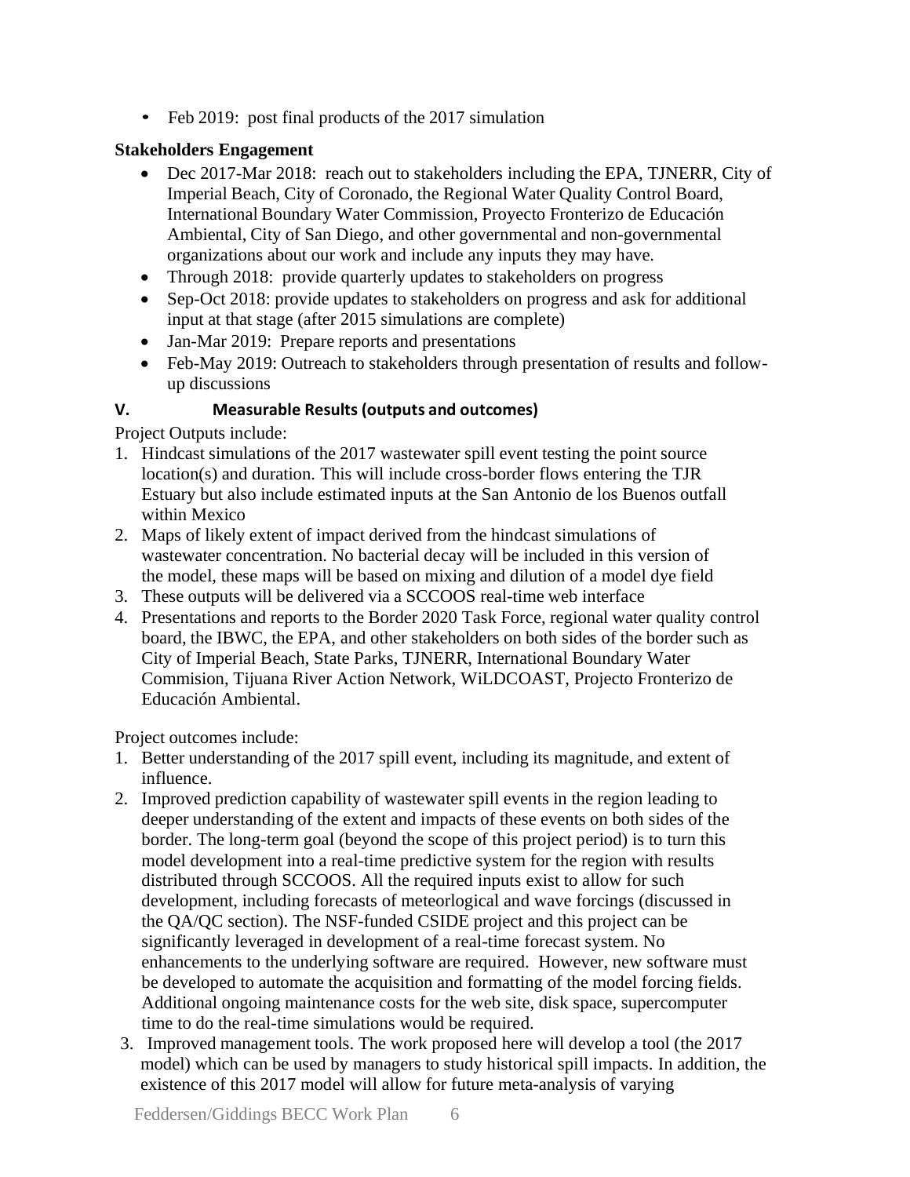- Feb 2019: post final products of the 2017 simulation

**Stakeholders Engagement**

- Dec 2017-Mar 2018: reach out to stakeholders including the EPA, TJNERR, City of Imperial Beach, City of Coronado, the Regional Water Quality Control Board, International Boundary Water Commission, Proyecto Fronterizo de Educación Ambiental, City of San Diego, and other governmental and non-governmental organizations about our work and include any inputs they may have.
- Through 2018: provide quarterly updates to stakeholders on progress
- Sep-Oct 2018: provide updates to stakeholders on progress and ask for additional input at that stage (after 2015 simulations are complete)
- Jan-Mar 2019: Prepare reports and presentations
- Feb-May 2019: Outreach to stakeholders through presentation of results and follow-up discussions

## V. Measurable Results (outputs and outcomes)

Project Outputs include:

1. Hindcast simulations of the 2017 wastewater spill event testing the point source location(s) and duration. This will include cross-border flows entering the TJR Estuary but also include estimated inputs at the San Antonio de los Buenos outfall within Mexico
2. Maps of likely extent of impact derived from the hindcast simulations of wastewater concentration. No bacterial decay will be included in this version of the model, these maps will be based on mixing and dilution of a model dye field
3. These outputs will be delivered via a SCCOOS real-time web interface
4. Presentations and reports to the Border 2020 Task Force, regional water quality control board, the IBWC, the EPA, and other stakeholders on both sides of the border such as City of Imperial Beach, State Parks, TJNERR, International Boundary Water Commision, Tijuana River Action Network, WiLDCOAST, Projecto Fronterizo de Educación Ambiental.

Project outcomes include:

1. Better understanding of the 2017 spill event, including its magnitude, and extent of influence.
2. Improved prediction capability of wastewater spill events in the region leading to deeper understanding of the extent and impacts of these events on both sides of the border. The long-term goal (beyond the scope of this project period) is to turn this model development into a real-time predictive system for the region with results distributed through SCCOOS. All the required inputs exist to allow for such development, including forecasts of meteorlogical and wave forcings (discussed in the QA/QC section). The NSF-funded CSIDE project and this project can be significantly leveraged in development of a real-time forecast system. No enhancements to the underlying software are required. However, new software must be developed to automate the acquisition and formatting of the model forcing fields. Additional ongoing maintenance costs for the web site, disk space, supercomputer time to do the real-time simulations would be required.
3. Improved management tools. The work proposed here will develop a tool (the 2017 model) which can be used by managers to study historical spill impacts. In addition, the existence of this 2017 model will allow for future meta-analysis of varying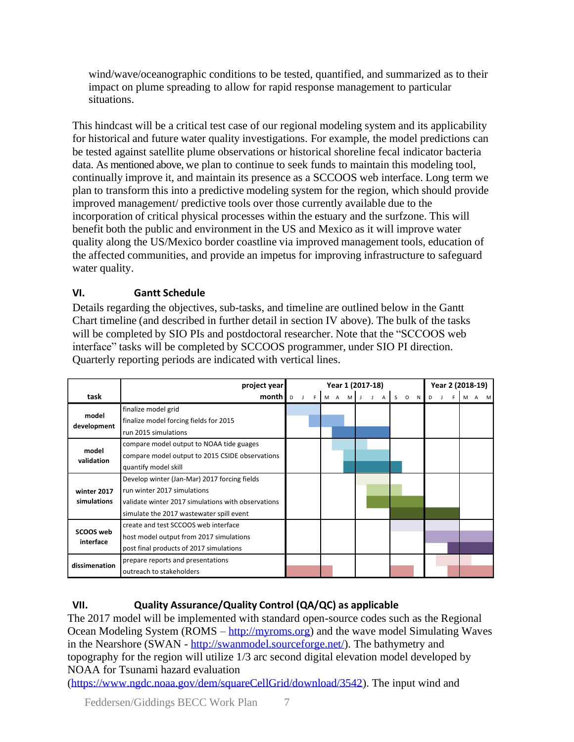wind/wave/oceanographic conditions to be tested, quantified, and summarized as to their impact on plume spreading to allow for rapid response management to particular situations.

This hindcast will be a critical test case of our regional modeling system and its applicability for historical and future water quality investigations. For example, the model predictions can be tested against satellite plume observations or historical shoreline fecal indicator bacteria data. As mentioned above, we plan to continue to seek funds to maintain this modeling tool, continually improve it, and maintain its presence as a SCCOOS web interface. Long term we plan to transform this into a predictive modeling system for the region, which should provide improved management/ predictive tools over those currently available due to the incorporation of critical physical processes within the estuary and the surfzone. This will benefit both the public and environment in the US and Mexico as it will improve water quality along the US/Mexico border coastline via improved management tools, education of the affected communities, and provide an impetus for improving infrastructure to safeguard water quality.

## VI. Gantt Schedule

Details regarding the objectives, sub-tasks, and timeline are outlined below in the Gantt Chart timeline (and described in further detail in section IV above). The bulk of the tasks will be completed by SIO PIs and postdoctoral researcher. Note that the "SCCOOS web interface" tasks will be completed by SCCOOS programmer, under SIO PI direction. Quarterly reporting periods are indicated with vertical lines.

| | project year | Year 1 (2017-18) | | | | | | | | | | | | Year 2 (2018-19) | | | | | |
|---|---|---|---|---|---|---|---|---|---|---|---|---|---|---|---|---|---|---|---|
| task | month | D | J | F | M | A | M | J | J | A | S | O | N | D | J | F | M | A | M |
| model development | finalize model grid | ■ | ■ | ■ | | | | | | | | | | | | | | | |
| | finalize model forcing fields for 2015 | | | ■ | ■ | ■ | | | | | | | | | | | | | |
| | run 2015 simulations | | | | | ■ | ■ | ■ | ■ | ■ | | | | | | | | | |
| model validation | compare model output to NOAA tide guages | | | | | ■ | ■ | ■ | | | | | | | | | | | |
| | compare model output to 2015 CSIDE observations | | | | | | ■ | ■ | ■ | ■ | | | | | | | | | |
| | quantify model skill | | | | | | ■ | ■ | ■ | ■ | ■ | | | | | | | | |
| winter 2017 simulations | Develop winter (Jan-Mar) 2017 forcing fields | | | | | | | ■ | ■ | ■ | | | | | | | | | |
| | run winter 2017 simulations | | | | | | | | ■ | ■ | ■ | | | | | | | | |
| | validate winter 2017 simulations with observations | | | | | | | | ■ | ■ | ■ | ■ | ■ | | | | | | |
| | simulate the 2017 wastewater spill event | | | | | | | | | | ■ | ■ | ■ | ■ | ■ | ■ | | | |
| SCOOS web interface | create and test SCCOOS web interface | | | | | | | | | | ■ | ■ | ■ | ■ | ■ | ■ | | | |
| | host model output from 2017 simulations | | | | | | | | | | | | | ■ | ■ | ■ | ■ | ■ | ■ |
| | post final products of 2017 simulations | | | | | | | | | | | | | | | ■ | ■ | ■ | ■ |
| dissimenation | prepare reports and presentations | | | | | | | | | | | | | | ■ | ■ | ■ | | |
| | outreach to stakeholders | ■ | ■ | ■ | ■ | | | | | | ■ | ■ | | | | ■ | ■ | ■ | ■ |

## VII. Quality Assurance/Quality Control (QA/QC) as applicable

The 2017 model will be implemented with standard open-source codes such as the Regional Ocean Modeling System (ROMS – http://myroms.org) and the wave model Simulating Waves in the Nearshore (SWAN - http://swanmodel.sourceforge.net/). The bathymetry and topography for the region will utilize 1/3 arc second digital elevation model developed by NOAA for Tsunami hazard evaluation (https://www.ngdc.noaa.gov/dem/squareCellGrid/download/3542). The input wind and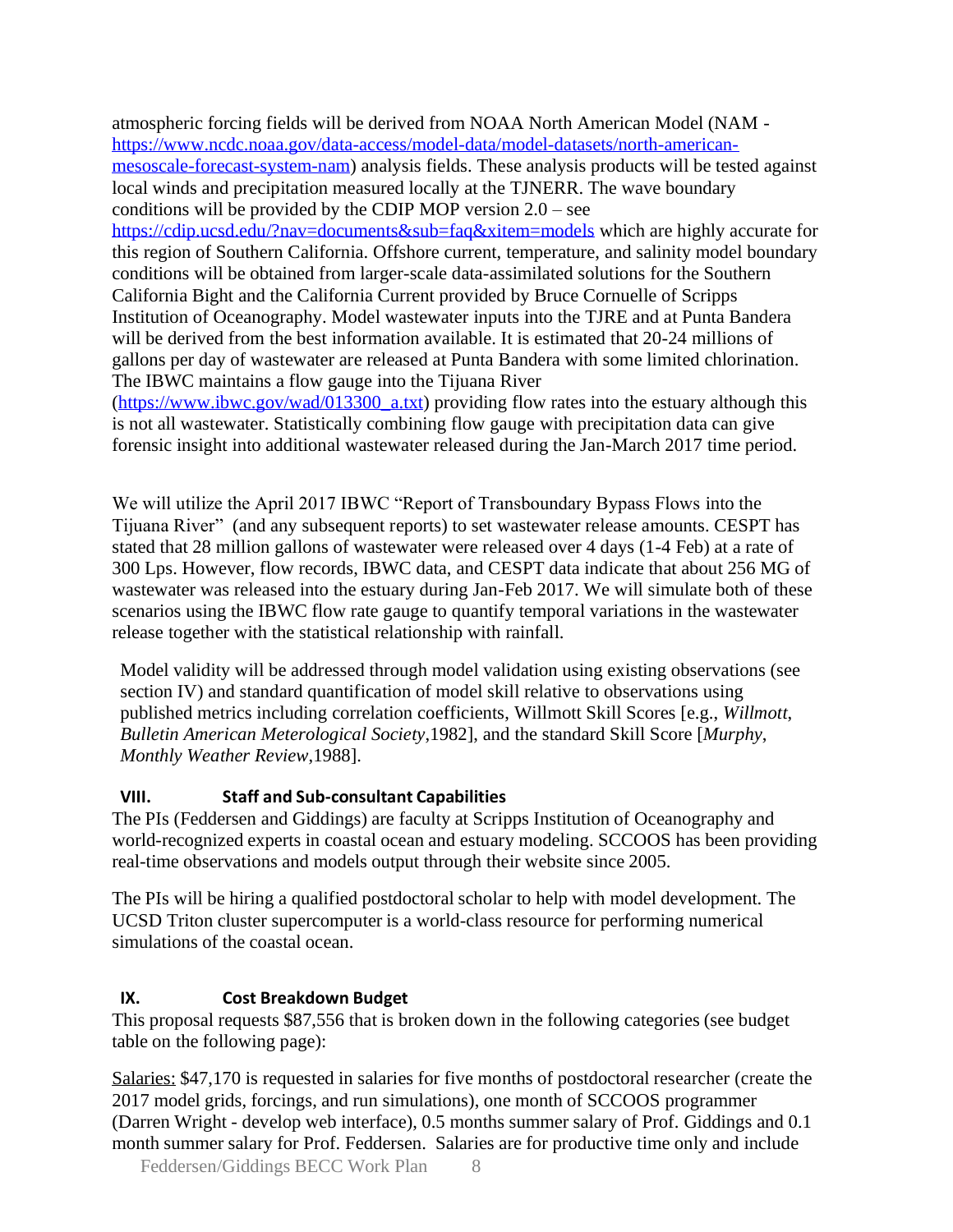atmospheric forcing fields will be derived from NOAA North American Model (NAM - [https://www.ncdc.noaa.gov/data-access/model-data/model-datasets/north-american-mesoscale-forecast-system-nam](https://www.ncdc.noaa.gov/data-access/model-data/model-datasets/north-american-mesoscale-forecast-system-nam)) analysis fields. These analysis products will be tested against local winds and precipitation measured locally at the TJNERR. The wave boundary conditions will be provided by the CDIP MOP version 2.0 – see [https://cdip.ucsd.edu/?nav=documents&sub=faq&xitem=models](https://cdip.ucsd.edu/?nav=documents&sub=faq&xitem=models) which are highly accurate for this region of Southern California. Offshore current, temperature, and salinity model boundary conditions will be obtained from larger-scale data-assimilated solutions for the Southern California Bight and the California Current provided by Bruce Cornuelle of Scripps Institution of Oceanography. Model wastewater inputs into the TJRE and at Punta Bandera will be derived from the best information available. It is estimated that 20-24 millions of gallons per day of wastewater are released at Punta Bandera with some limited chlorination. The IBWC maintains a flow gauge into the Tijuana River ([https://www.ibwc.gov/wad/013300_a.txt](https://www.ibwc.gov/wad/013300_a.txt)) providing flow rates into the estuary although this is not all wastewater. Statistically combining flow gauge with precipitation data can give forensic insight into additional wastewater released during the Jan-March 2017 time period.

We will utilize the April 2017 IBWC "Report of Transboundary Bypass Flows into the Tijuana River" (and any subsequent reports) to set wastewater release amounts. CESPT has stated that 28 million gallons of wastewater were released over 4 days (1-4 Feb) at a rate of 300 Lps. However, flow records, IBWC data, and CESPT data indicate that about 256 MG of wastewater was released into the estuary during Jan-Feb 2017. We will simulate both of these scenarios using the IBWC flow rate gauge to quantify temporal variations in the wastewater release together with the statistical relationship with rainfall.

Model validity will be addressed through model validation using existing observations (see section IV) and standard quantification of model skill relative to observations using published metrics including correlation coefficients, Willmott Skill Scores [e.g., *Willmott*, *Bulletin American Meterological Society*,1982], and the standard Skill Score [*Murphy*, *Monthly Weather Review*,1988].

## VIII. Staff and Sub-consultant Capabilities

The PIs (Feddersen and Giddings) are faculty at Scripps Institution of Oceanography and world-recognized experts in coastal ocean and estuary modeling. SCCOOS has been providing real-time observations and models output through their website since 2005.

The PIs will be hiring a qualified postdoctoral scholar to help with model development. The UCSD Triton cluster supercomputer is a world-class resource for performing numerical simulations of the coastal ocean.

## IX. Cost Breakdown Budget

This proposal requests $87,556 that is broken down in the following categories (see budget table on the following page):

<u>Salaries:</u> $47,170 is requested in salaries for five months of postdoctoral researcher (create the 2017 model grids, forcings, and run simulations), one month of SCCOOS programmer (Darren Wright - develop web interface), 0.5 months summer salary of Prof. Giddings and 0.1 month summer salary for Prof. Feddersen. Salaries are for productive time only and include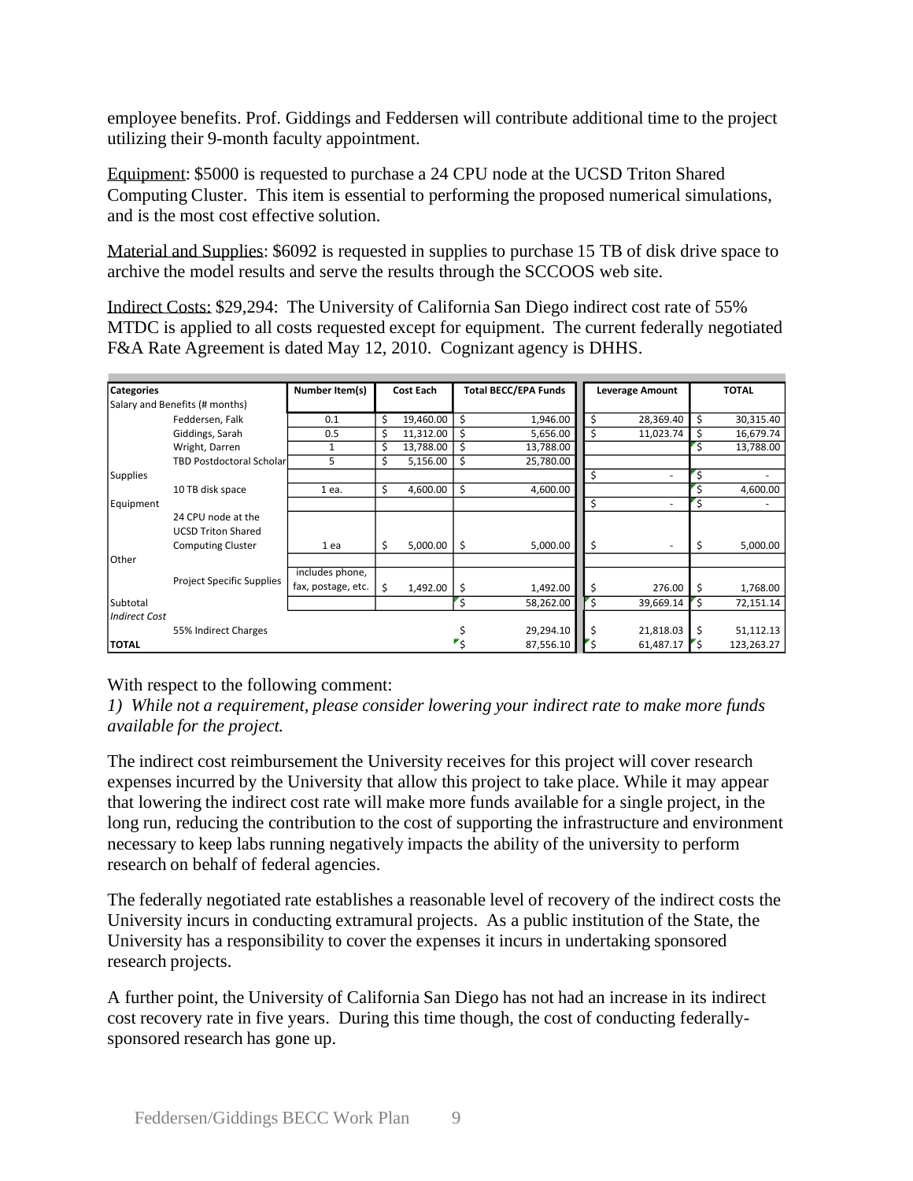employee benefits. Prof. Giddings and Feddersen will contribute additional time to the project utilizing their 9-month faculty appointment.

Equipment: $5000 is requested to purchase a 24 CPU node at the UCSD Triton Shared Computing Cluster. This item is essential to performing the proposed numerical simulations, and is the most cost effective solution.

Material and Supplies: $6092 is requested in supplies to purchase 15 TB of disk drive space to archive the model results and serve the results through the SCCOOS web site.

Indirect Costs: $29,294: The University of California San Diego indirect cost rate of 55% MTDC is applied to all costs requested except for equipment. The current federally negotiated F&A Rate Agreement is dated May 12, 2010. Cognizant agency is DHHS.

| Categories | | Number Item(s) | Cost Each | Total BECC/EPA Funds | Leverage Amount | TOTAL |
|---|---|---|---|---|---|---|
| Salary and Benefits (# months) | | | | | | |
| | Feddersen, Falk | 0.1 | $ 19,460.00 | $ 1,946.00 | $ 28,369.40 | $ 30,315.40 |
| | Giddings, Sarah | 0.5 | $ 11,312.00 | $ 5,656.00 | $ 11,023.74 | $ 16,679.74 |
| | Wright, Darren | 1 | $ 13,788.00 | $ 13,788.00 | | $ 13,788.00 |
| | TBD Postdoctoral Scholar | 5 | $ 5,156.00 | $ 25,780.00 | | |
| Supplies | | | | | $ - | $ - |
| | 10 TB disk space | 1 ea. | $ 4,600.00 | $ 4,600.00 | | $ 4,600.00 |
| Equipment | | | | | $ - | $ - |
| | 24 CPU node at the UCSD Triton Shared Computing Cluster | 1 ea | $ 5,000.00 | $ 5,000.00 | $ - | $ 5,000.00 |
| Other | | | | | | |
| | Project Specific Supplies | includes phone, fax, postage, etc. | $ 1,492.00 | $ 1,492.00 | $ 276.00 | $ 1,768.00 |
| Subtotal | | | | $ 58,262.00 | $ 39,669.14 | $ 72,151.14 |
| *Indirect Cost* | | | | | | |
| | 55% Indirect Charges | | | $ 29,294.10 | $ 21,818.03 | $ 51,112.13 |
| **TOTAL** | | | | $ 87,556.10 | $ 61,487.17 | $ 123,263.27 |

With respect to the following comment:

*1) While not a requirement, please consider lowering your indirect rate to make more funds available for the project.*

The indirect cost reimbursement the University receives for this project will cover research expenses incurred by the University that allow this project to take place. While it may appear that lowering the indirect cost rate will make more funds available for a single project, in the long run, reducing the contribution to the cost of supporting the infrastructure and environment necessary to keep labs running negatively impacts the ability of the university to perform research on behalf of federal agencies.

The federally negotiated rate establishes a reasonable level of recovery of the indirect costs the University incurs in conducting extramural projects. As a public institution of the State, the University has a responsibility to cover the expenses it incurs in undertaking sponsored research projects.

A further point, the University of California San Diego has not had an increase in its indirect cost recovery rate in five years. During this time though, the cost of conducting federally-sponsored research has gone up.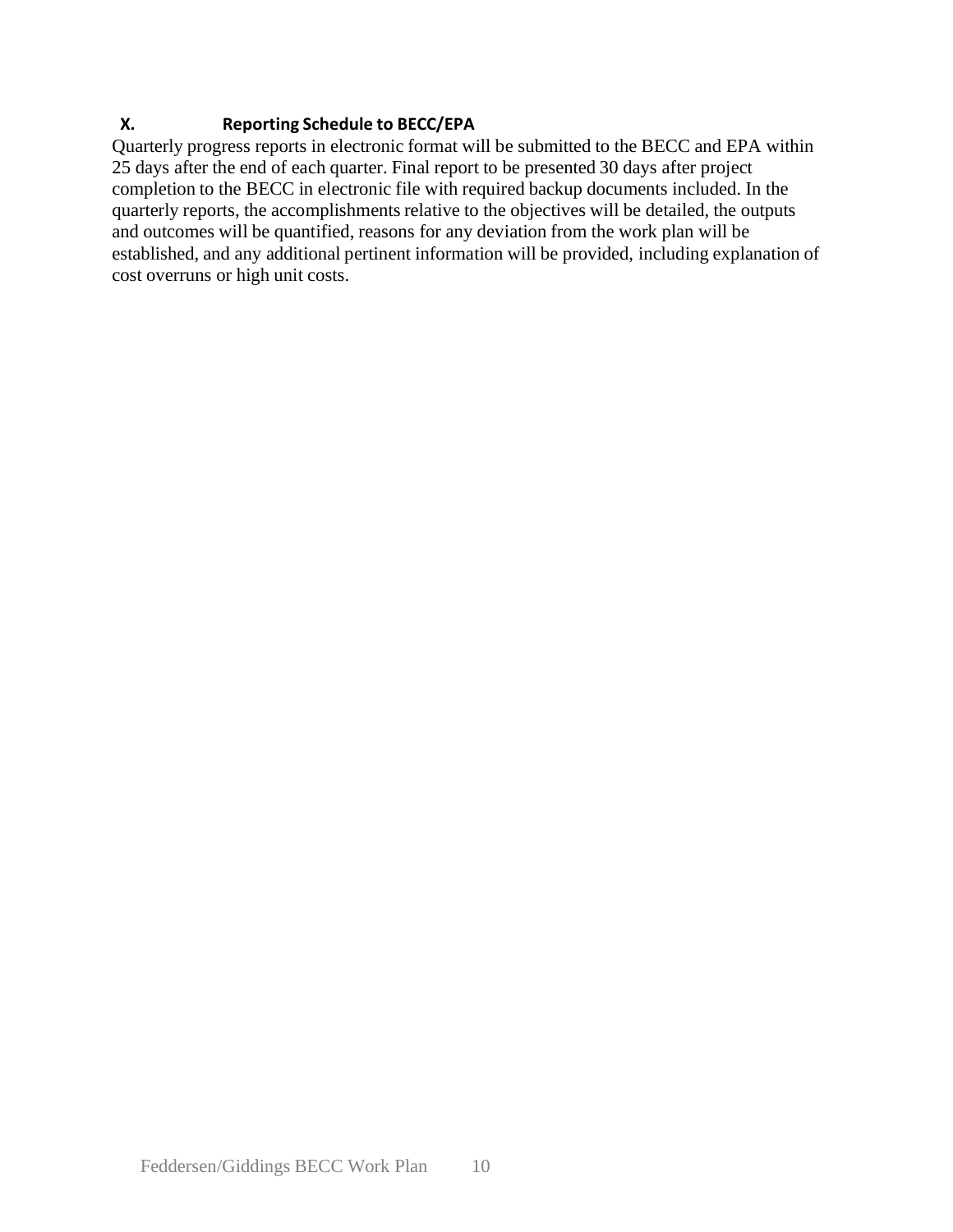## X. Reporting Schedule to BECC/EPA

Quarterly progress reports in electronic format will be submitted to the BECC and EPA within 25 days after the end of each quarter. Final report to be presented 30 days after project completion to the BECC in electronic file with required backup documents included. In the quarterly reports, the accomplishments relative to the objectives will be detailed, the outputs and outcomes will be quantified, reasons for any deviation from the work plan will be established, and any additional pertinent information will be provided, including explanation of cost overruns or high unit costs.